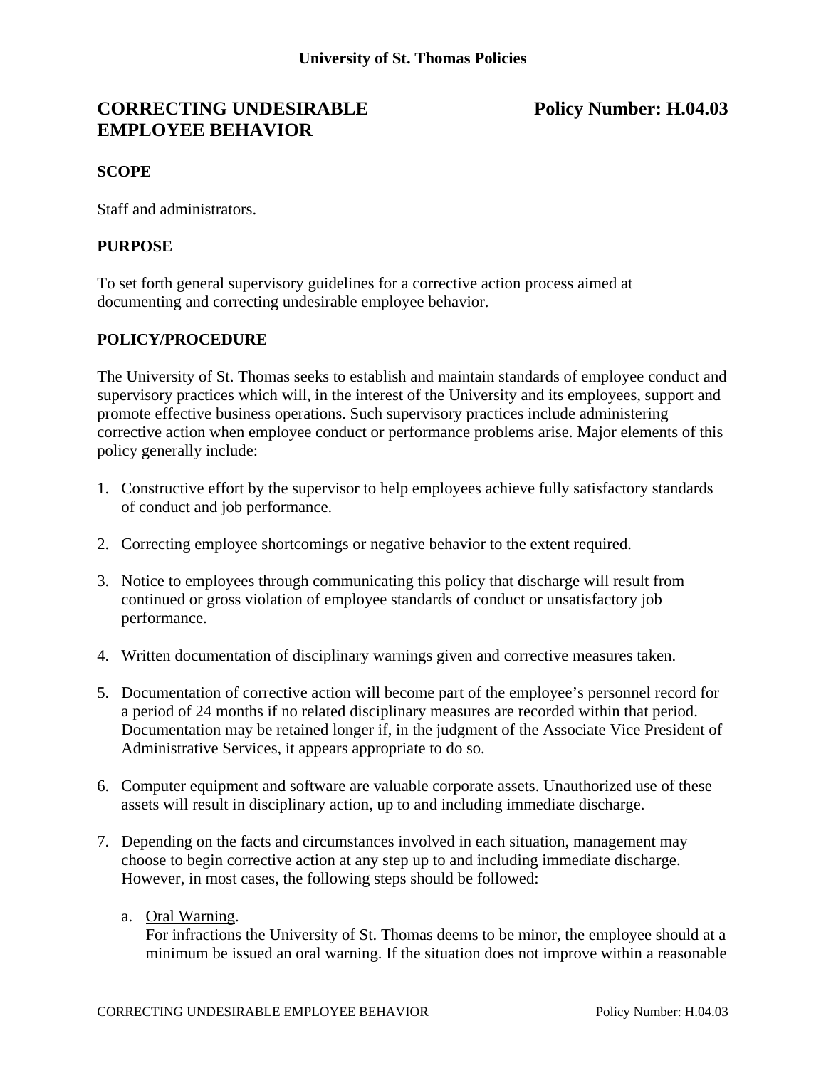University of St. Thomas Policies

# CORRECTING UNDESIRABLE EMPLOYEE BEHAVIOR

**Policy Number: H.04.03**

## SCOPE

Staff and administrators.

## PURPOSE

To set forth general supervisory guidelines for a corrective action process aimed at documenting and correcting undesirable employee behavior.

## POLICY/PROCEDURE

The University of St. Thomas seeks to establish and maintain standards of employee conduct and supervisory practices which will, in the interest of the University and its employees, support and promote effective business operations. Such supervisory practices include administering corrective action when employee conduct or performance problems arise. Major elements of this policy generally include:

1. Constructive effort by the supervisor to help employees achieve fully satisfactory standards of conduct and job performance.

2. Correcting employee shortcomings or negative behavior to the extent required.

3. Notice to employees through communicating this policy that discharge will result from continued or gross violation of employee standards of conduct or unsatisfactory job performance.

4. Written documentation of disciplinary warnings given and corrective measures taken.

5. Documentation of corrective action will become part of the employee's personnel record for a period of 24 months if no related disciplinary measures are recorded within that period. Documentation may be retained longer if, in the judgment of the Associate Vice President of Administrative Services, it appears appropriate to do so.

6. Computer equipment and software are valuable corporate assets. Unauthorized use of these assets will result in disciplinary action, up to and including immediate discharge.

7. Depending on the facts and circumstances involved in each situation, management may choose to begin corrective action at any step up to and including immediate discharge. However, in most cases, the following steps should be followed:

   a. Oral Warning.
   For infractions the University of St. Thomas deems to be minor, the employee should at a minimum be issued an oral warning. If the situation does not improve within a reasonable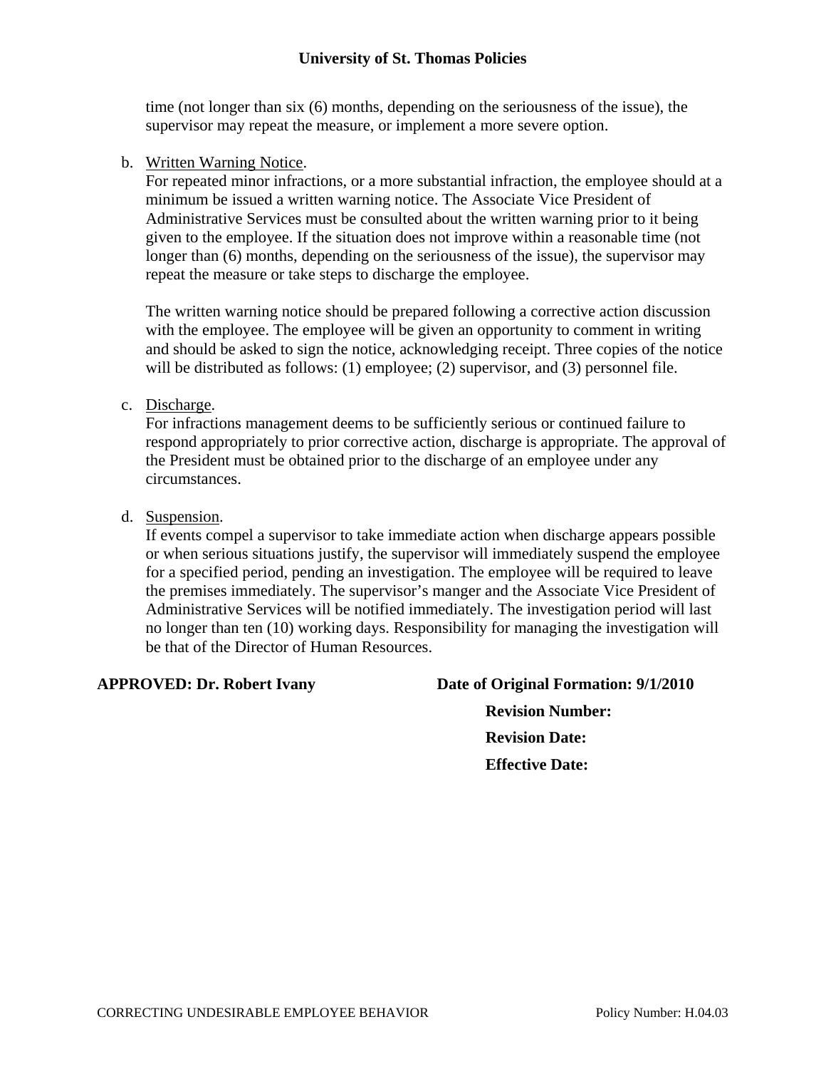time (not longer than six (6) months, depending on the seriousness of the issue), the supervisor may repeat the measure, or implement a more severe option.

b. Written Warning Notice.
For repeated minor infractions, or a more substantial infraction, the employee should at a minimum be issued a written warning notice. The Associate Vice President of Administrative Services must be consulted about the written warning prior to it being given to the employee. If the situation does not improve within a reasonable time (not longer than (6) months, depending on the seriousness of the issue), the supervisor may repeat the measure or take steps to discharge the employee.

The written warning notice should be prepared following a corrective action discussion with the employee. The employee will be given an opportunity to comment in writing and should be asked to sign the notice, acknowledging receipt. Three copies of the notice will be distributed as follows: (1) employee; (2) supervisor, and (3) personnel file.

c. Discharge.
For infractions management deems to be sufficiently serious or continued failure to respond appropriately to prior corrective action, discharge is appropriate. The approval of the President must be obtained prior to the discharge of an employee under any circumstances.

d. Suspension.
If events compel a supervisor to take immediate action when discharge appears possible or when serious situations justify, the supervisor will immediately suspend the employee for a specified period, pending an investigation. The employee will be required to leave the premises immediately. The supervisor's manger and the Associate Vice President of Administrative Services will be notified immediately. The investigation period will last no longer than ten (10) working days. Responsibility for managing the investigation will be that of the Director of Human Resources.

**APPROVED: Dr. Robert Ivany**

**Date of Original Formation: 9/1/2010**

**Revision Number:**

**Revision Date:**

**Effective Date:**